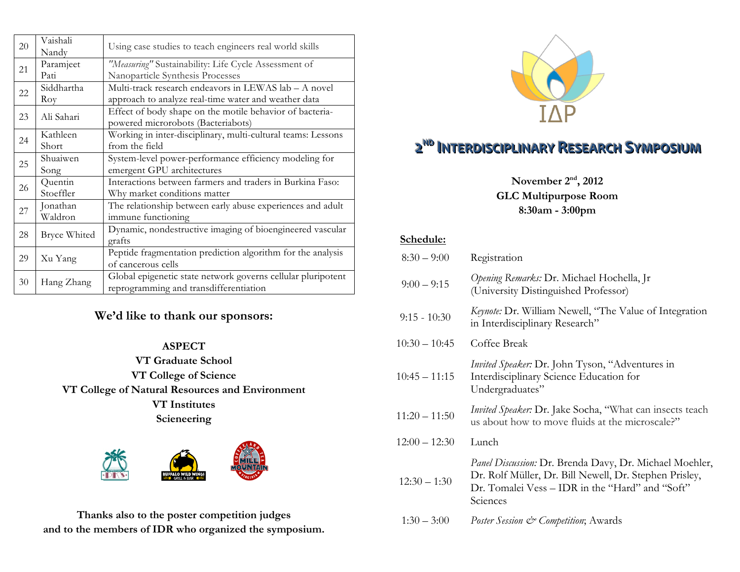| 20 | Vaishali Nandy | Using case studies to teach engineers real world skills |
|---|---|---|
| 21 | Paramjeet Pati | *"Measuring"* Sustainability: Life Cycle Assessment of Nanoparticle Synthesis Processes |
| 22 | Siddhartha Roy | Multi-track research endeavors in LEWAS lab – A novel approach to analyze real-time water and weather data |
| 23 | Ali Sahari | Effect of body shape on the motile behavior of bacteria-powered microrobots (Bacteriabots) |
| 24 | Kathleen Short | Working in inter-disciplinary, multi-cultural teams: Lessons from the field |
| 25 | Shuaiwen Song | System-level power-performance efficiency modeling for emergent GPU architectures |
| 26 | Quentin Stoeffler | Interactions between farmers and traders in Burkina Faso: Why market conditions matter |
| 27 | Jonathan Waldron | The relationship between early abuse experiences and adult immune functioning |
| 28 | Bryce Whited | Dynamic, nondestructive imaging of bioengineered vascular grafts |
| 29 | Xu Yang | Peptide fragmentation prediction algorithm for the analysis of cancerous cells |
| 30 | Hang Zhang | Global epigenetic state network governs cellular pluripotent reprogramming and transdifferentiation |

## We'd like to thank our sponsors:

**ASPECT**
**VT Graduate School**
**VT College of Science**
**VT College of Natural Resources and Environment**
**VT Institutes**
**Scieneering**

**Thanks also to the poster competition judges and to the members of IDR who organized the symposium.**

IΔP

# 2ND INTERDISCIPLINARY RESEARCH SYMPOSIUM

**November 2nd, 2012**
**GLC Multipurpose Room**
**8:30am - 3:00pm**

**Schedule:**

| | |
|---|---|
| 8:30 – 9:00 | Registration |
| 9:00 – 9:15 | *Opening Remarks:* Dr. Michael Hochella, Jr (University Distinguished Professor) |
| 9:15 - 10:30 | *Keynote:* Dr. William Newell, "The Value of Integration in Interdisciplinary Research" |
| 10:30 – 10:45 | Coffee Break |
| 10:45 – 11:15 | *Invited Speaker:* Dr. John Tyson, "Adventures in Interdisciplinary Science Education for Undergraduates" |
| 11:20 – 11:50 | *Invited Speaker:* Dr. Jake Socha, "What can insects teach us about how to move fluids at the microscale?" |
| 12:00 – 12:30 | Lunch |
| 12:30 – 1:30 | *Panel Discussion:* Dr. Brenda Davy, Dr. Michael Moehler, Dr. Rolf Müller, Dr. Bill Newell, Dr. Stephen Prisley, Dr. Tomalei Vess – IDR in the "Hard" and "Soft" Sciences |
| 1:30 – 3:00 | *Poster Session & Competition*; Awards |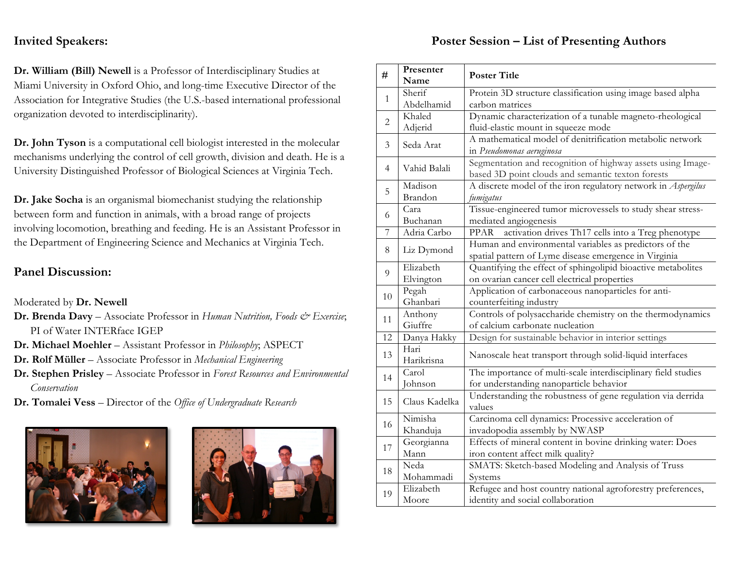## Invited Speakers:

**Dr. William (Bill) Newell** is a Professor of Interdisciplinary Studies at Miami University in Oxford Ohio, and long-time Executive Director of the Association for Integrative Studies (the U.S.-based international professional organization devoted to interdisciplinarity).

**Dr. John Tyson** is a computational cell biologist interested in the molecular mechanisms underlying the control of cell growth, division and death. He is a University Distinguished Professor of Biological Sciences at Virginia Tech.

**Dr. Jake Socha** is an organismal biomechanist studying the relationship between form and function in animals, with a broad range of projects involving locomotion, breathing and feeding. He is an Assistant Professor in the Department of Engineering Science and Mechanics at Virginia Tech.

## Panel Discussion:

Moderated by **Dr. Newell**

**Dr. Brenda Davy** – Associate Professor in *Human Nutrition, Foods & Exercise*; PI of Water INTERface IGEP

**Dr. Michael Moehler** – Assistant Professor in *Philosophy*; ASPECT

**Dr. Rolf Müller** – Associate Professor in *Mechanical Engineering*

**Dr. Stephen Prisley** – Associate Professor in *Forest Resources and Environmental Conservation*

**Dr. Tomalei Vess** – Director of the *Office of Undergraduate Research*

## Poster Session – List of Presenting Authors

| # | Presenter Name | Poster Title |
|---|---|---|
| 1 | Sherif Abdelhamid | Protein 3D structure classification using image based alpha carbon matrices |
| 2 | Khaled Adjerid | Dynamic characterization of a tunable magneto-rheological fluid-elastic mount in squeeze mode |
| 3 | Seda Arat | A mathematical model of denitrification metabolic network in *Pseudomonas aeruginosa* |
| 4 | Vahid Balali | Segmentation and recognition of highway assets using Image-based 3D point clouds and semantic texton forests |
| 5 | Madison Brandon | A discrete model of the iron regulatory network in *Aspergilus fumigatus* |
| 6 | Cara Buchanan | Tissue-engineered tumor microvessels to study shear stress-mediated angiogenesis |
| 7 | Adria Carbo | PPAR activation drives Th17 cells into a Treg phenotype |
| 8 | Liz Dymond | Human and environmental variables as predictors of the spatial pattern of Lyme disease emergence in Virginia |
| 9 | Elizabeth Elvington | Quantifying the effect of sphingolipid bioactive metabolites on ovarian cancer cell electrical properties |
| 10 | Pegah Ghanbari | Application of carbonaceous nanoparticles for anti-counterfeiting industry |
| 11 | Anthony Giuffre | Controls of polysaccharide chemistry on the thermodynamics of calcium carbonate nucleation |
| 12 | Danya Hakky | Design for sustainable behavior in interior settings |
| 13 | Hari Harikrisna | Nanoscale heat transport through solid-liquid interfaces |
| 14 | Carol Johnson | The importance of multi-scale interdisciplinary field studies for understanding nanoparticle behavior |
| 15 | Claus Kadelka | Understanding the robustness of gene regulation via derrida values |
| 16 | Nimisha Khanduja | Carcinoma cell dynamics: Processive acceleration of invadopodia assembly by NWASP |
| 17 | Georgianna Mann | Effects of mineral content in bovine drinking water: Does iron content affect milk quality? |
| 18 | Neda Mohammadi | SMATS: Sketch-based Modeling and Analysis of Truss Systems |
| 19 | Elizabeth Moore | Refugee and host country national agroforestry preferences, identity and social collaboration |